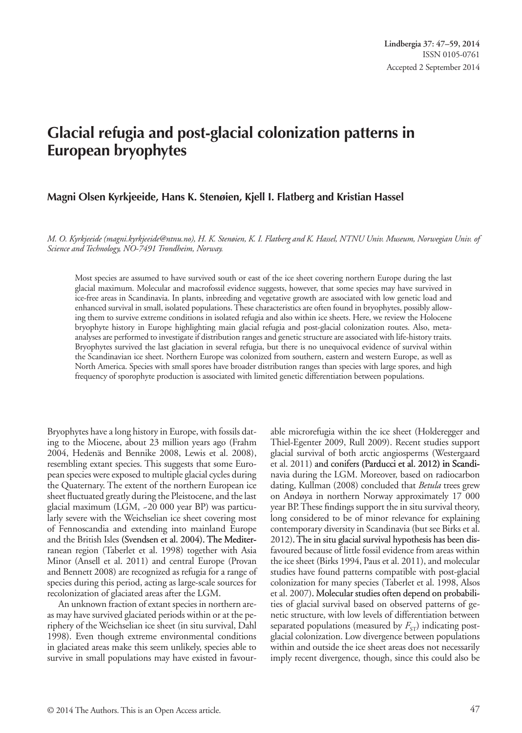# Glacial refugia and post-glacial colonization patterns in European bryophytes

**Magni Olsen Kyrkjeeide, Hans K. Stenøien, Kjell I. Flatberg and Kristian Hassel**

*M. O. Kyrkjeeide (magni.kyrkjeeide@ntnu.no), H. K. Stenøien, K. I. Flatberg and K. Hassel, NTNU Univ. Museum, Norwegian Univ. of Science and Technology, NO-7491 Trondheim, Norway.*

Most species are assumed to have survived south or east of the ice sheet covering northern Europe during the last glacial maximum. Molecular and macrofossil evidence suggests, however, that some species may have survived in ice-free areas in Scandinavia. In plants, inbreeding and vegetative growth are associated with low genetic load and enhanced survival in small, isolated populations. These characteristics are often found in bryophytes, possibly allowing them to survive extreme conditions in isolated refugia and also within ice sheets. Here, we review the Holocene bryophyte history in Europe highlighting main glacial refugia and post-glacial colonization routes. Also, meta-analyses are performed to investigate if distribution ranges and genetic structure are associated with life-history traits. Bryophytes survived the last glaciation in several refugia, but there is no unequivocal evidence of survival within the Scandinavian ice sheet. Northern Europe was colonized from southern, eastern and western Europe, as well as North America. Species with small spores have broader distribution ranges than species with large spores, and high frequency of sporophyte production is associated with limited genetic differentiation between populations.

Bryophytes have a long history in Europe, with fossils dating to the Miocene, about 23 million years ago (Frahm 2004, Hedenäs and Bennike 2008, Lewis et al. 2008), resembling extant species. This suggests that some European species were exposed to multiple glacial cycles during the Quaternary. The extent of the northern European ice sheet fluctuated greatly during the Pleistocene, and the last glacial maximum (LGM, ~20 000 year BP) was particularly severe with the Weichselian ice sheet covering most of Fennoscandia and extending into mainland Europe and the British Isles (Svendsen et al. 2004). The Mediterranean region (Taberlet et al. 1998) together with Asia Minor (Ansell et al. 2011) and central Europe (Provan and Bennett 2008) are recognized as refugia for a range of species during this period, acting as large-scale sources for recolonization of glaciated areas after the LGM.

An unknown fraction of extant species in northern areas may have survived glaciated periods within or at the periphery of the Weichselian ice sheet (in situ survival, Dahl 1998). Even though extreme environmental conditions in glaciated areas make this seem unlikely, species able to survive in small populations may have existed in favourable microrefugia within the ice sheet (Holderegger and Thiel-Egenter 2009, Rull 2009). Recent studies support glacial survival of both arctic angiosperms (Westergaard et al. 2011) and conifers (Parducci et al. 2012) in Scandinavia during the LGM. Moreover, based on radiocarbon dating, Kullman (2008) concluded that *Betula* trees grew on Andøya in northern Norway approximately 17 000 year BP. These findings support the in situ survival theory, long considered to be of minor relevance for explaining contemporary diversity in Scandinavia (but see Birks et al. 2012). The in situ glacial survival hypothesis has been disfavoured because of little fossil evidence from areas within the ice sheet (Birks 1994, Paus et al. 2011), and molecular studies have found patterns compatible with post-glacial colonization for many species (Taberlet et al. 1998, Alsos et al. 2007). Molecular studies often depend on probabilities of glacial survival based on observed patterns of genetic structure, with low levels of differentiation between separated populations (measured by $F_{ST}$) indicating post-glacial colonization. Low divergence between populations within and outside the ice sheet areas does not necessarily imply recent divergence, though, since this could also be

© 2014 The Authors. This is an Open Access article.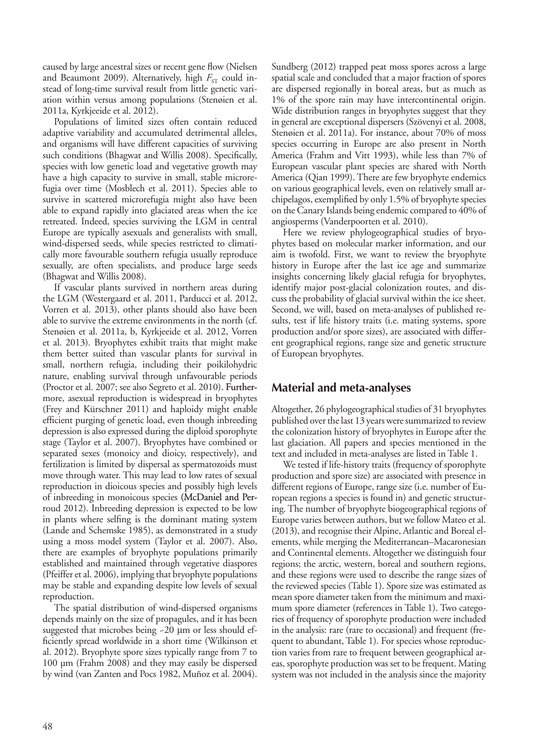caused by large ancestral sizes or recent gene flow (Nielsen and Beaumont 2009). Alternatively, high $F_{ST}$ could instead of long-time survival result from little genetic variation within versus among populations (Stenøien et al. 2011a, Kyrkjeeide et al. 2012).

Populations of limited sizes often contain reduced adaptive variability and accumulated detrimental alleles, and organisms will have different capacities of surviving such conditions (Bhagwat and Willis 2008). Specifically, species with low genetic load and vegetative growth may have a high capacity to survive in small, stable microrefugia over time (Mosblech et al. 2011). Species able to survive in scattered microrefugia might also have been able to expand rapidly into glaciated areas when the ice retreated. Indeed, species surviving the LGM in central Europe are typically asexuals and generalists with small, wind-dispersed seeds, while species restricted to climatically more favourable southern refugia usually reproduce sexually, are often specialists, and produce large seeds (Bhagwat and Willis 2008).

If vascular plants survived in northern areas during the LGM (Westergaard et al. 2011, Parducci et al. 2012, Vorren et al. 2013), other plants should also have been able to survive the extreme environments in the north (cf. Stenøien et al. 2011a, b, Kyrkjeeide et al. 2012, Vorren et al. 2013). Bryophytes exhibit traits that might make them better suited than vascular plants for survival in small, northern refugia, including their poikilohydric nature, enabling survival through unfavourable periods (Proctor et al. 2007; see also Segreto et al. 2010). Furthermore, asexual reproduction is widespread in bryophytes (Frey and Kürschner 2011) and haploidy might enable efficient purging of genetic load, even though inbreeding depression is also expressed during the diploid sporophyte stage (Taylor et al. 2007). Bryophytes have combined or separated sexes (monoicy and dioicy, respectively), and fertilization is limited by dispersal as spermatozoids must move through water. This may lead to low rates of sexual reproduction in dioicous species and possibly high levels of inbreeding in monoicous species (McDaniel and Perroud 2012). Inbreeding depression is expected to be low in plants where selfing is the dominant mating system (Lande and Schemske 1985), as demonstrated in a study using a moss model system (Taylor et al. 2007). Also, there are examples of bryophyte populations primarily established and maintained through vegetative diaspores (Pfeiffer et al. 2006), implying that bryophyte populations may be stable and expanding despite low levels of sexual reproduction.

The spatial distribution of wind-dispersed organisms depends mainly on the size of propagules, and it has been suggested that microbes being ~20 µm or less should efficiently spread worldwide in a short time (Wilkinson et al. 2012). Bryophyte spore sizes typically range from 7 to 100 µm (Frahm 2008) and they may easily be dispersed by wind (van Zanten and Pocs 1982, Muñoz et al. 2004). Sundberg (2012) trapped peat moss spores across a large spatial scale and concluded that a major fraction of spores are dispersed regionally in boreal areas, but as much as 1% of the spore rain may have intercontinental origin. Wide distribution ranges in bryophytes suggest that they in general are exceptional dispersers (Szövenyi et al. 2008, Stenøien et al. 2011a). For instance, about 70% of moss species occurring in Europe are also present in North America (Frahm and Vitt 1993), while less than 7% of European vascular plant species are shared with North America (Qian 1999). There are few bryophyte endemics on various geographical levels, even on relatively small archipelagos, exemplified by only 1.5% of bryophyte species on the Canary Islands being endemic compared to 40% of angiosperms (Vanderpoorten et al. 2010).

Here we review phylogeographical studies of bryophytes based on molecular marker information, and our aim is twofold. First, we want to review the bryophyte history in Europe after the last ice age and summarize insights concerning likely glacial refugia for bryophytes, identify major post-glacial colonization routes, and discuss the probability of glacial survival within the ice sheet. Second, we will, based on meta-analyses of published results, test if life history traits (i.e. mating systems, spore production and/or spore sizes), are associated with different geographical regions, range size and genetic structure of European bryophytes.

## Material and meta-analyses

Altogether, 26 phylogeographical studies of 31 bryophytes published over the last 13 years were summarized to review the colonization history of bryophytes in Europe after the last glaciation. All papers and species mentioned in the text and included in meta-analyses are listed in Table 1.

We tested if life-history traits (frequency of sporophyte production and spore size) are associated with presence in different regions of Europe, range size (i.e. number of European regions a species is found in) and genetic structuring. The number of bryophyte biogeographical regions of Europe varies between authors, but we follow Mateo et al. (2013), and recognise their Alpine, Atlantic and Boreal elements, while merging the Mediterranean–Macaronesian and Continental elements. Altogether we distinguish four regions; the arctic, western, boreal and southern regions, and these regions were used to describe the range sizes of the reviewed species (Table 1). Spore size was estimated as mean spore diameter taken from the minimum and maximum spore diameter (references in Table 1). Two categories of frequency of sporophyte production were included in the analysis: rare (rare to occasional) and frequent (frequent to abundant, Table 1). For species whose reproduction varies from rare to frequent between geographical areas, sporophyte production was set to be frequent. Mating system was not included in the analysis since the majority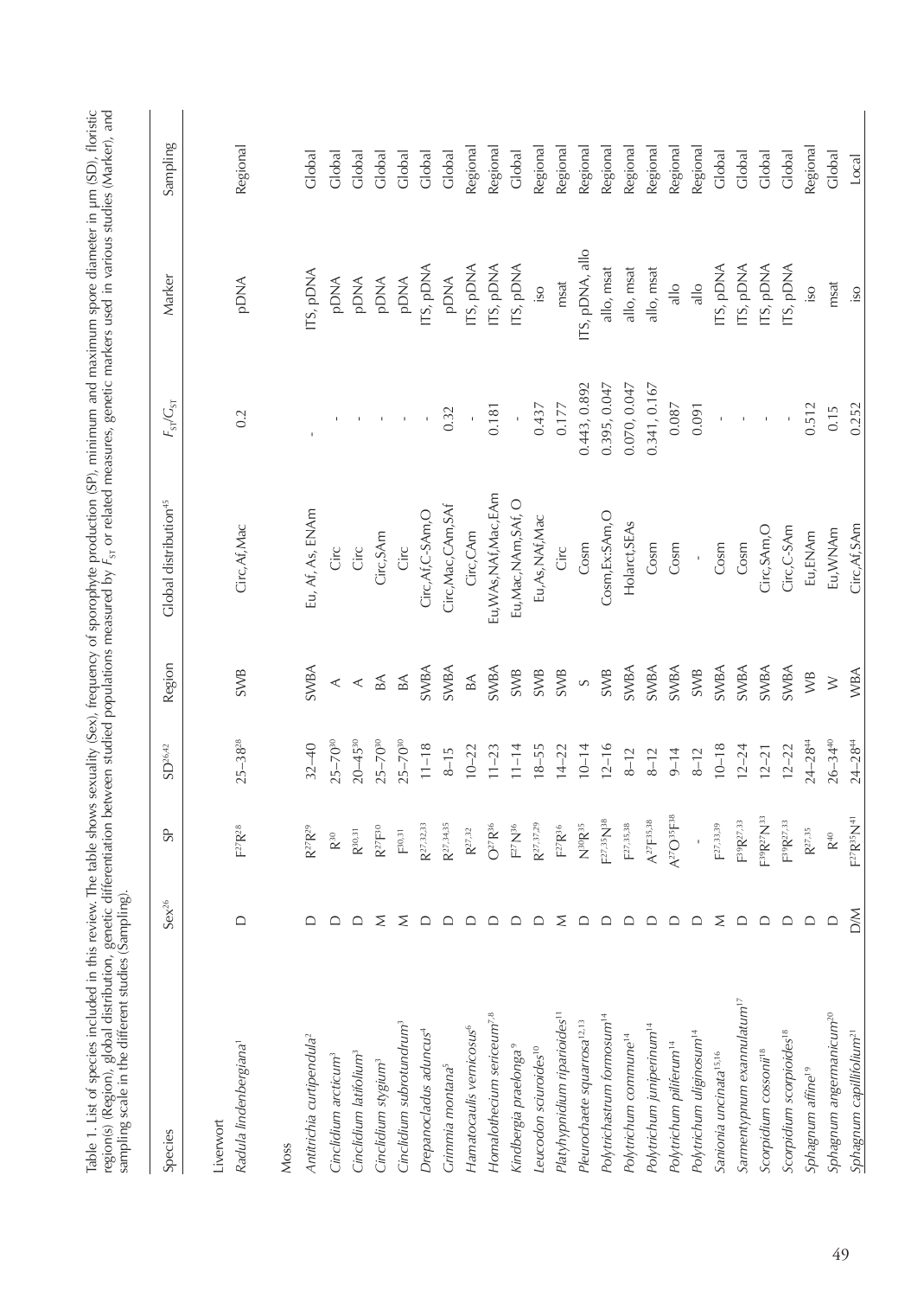Table 1. List of species included in this review. The table shows sexuality (Sex), frequency of sporophyte production (SP), minimum and maximum spore diameter in µm (SD), floristic region(s) (Region), global distribution, genetic differentiation between studied populations measured by $F_{ST}$ or related measures, genetic markers used in various studies (Marker), and sampling scale in the different studies (Sampling).

| Species | Sex[26] | SP | SD[26,42] | Region | Global distribution[45] | $F_{ST}/G_{ST}$ | Marker | Sampling |
|---|---|---|---|---|---|---|---|---|
| Liverwort | | | | | | | | |
| *Radula lindenbergiana*[1] | D | F[27]R[28] | 25–38[28] | SWB | Circ,Af,Mac | 0.2 | pDNA | Regional |
| Moss | | | | | | | | |
| *Antitrichia curtipendula*[2] | D | R[27]R[29] | 32–40 | SWBA | Eu, Af, As, ENAm | - | ITS, pDNA | Global |
| *Cinclidium arcticum*[3] | D | R[30] | 25–70[30] | A | Circ | - | pDNA | Global |
| *Cinclidium latifolium*[3] | D | R[30,31] | 20–45[30] | A | Circ | - | pDNA | Global |
| *Cinclidium stygium*[3] | M | R[27]F[30] | 25–70[30] | BA | Circ,SAm | - | pDNA | Global |
| *Cinclidium subrotundum*[3] | M | F[30,31] | 25–70[30] | BA | Circ | - | pDNA | Global |
| *Drepanocladus aduncus*[4] | D | R[27,32,33] | 11–18 | SWBA | Circ,Af,C-SAm,O | - | ITS, pDNA | Global |
| *Grimmia montana*[5] | D | R[27,34,35] | 8–15 | SWBA | Circ,Mac,CAm,SAf | 0.32 | pDNA | Global |
| *Hamatocaulis vernicosus*[6] | D | R[27,32] | 10–22 | BA | Circ,CAm | - | ITS, pDNA | Regional |
| *Homalothecium sericeum*[7,8] | D | O[27]R[36] | 11–23 | SWBA | Eu,WAs,NAf,Mac,EAm | 0.181 | ITS, pDNA | Regional |
| *Kindbergia praelonga*[9] | D | F[27]N[36] | 11–14 | SWB | Eu,Mac,NAm,SAf, O | - | ITS, pDNA | Global |
| *Leucodon sciuroides*[10] | D | R[27,37,29] | 18–55 | SWB | Eu,As,NAf,Mac | 0.437 | iso | Regional |
| *Platyhypnidium riparioides*[11] | M | F[27]R[36] | 14–22 | SWB | Circ | 0.177 | msat | Regional |
| *Pleurochaete squarrosa*[12,13] | D | N[30]R[35] | 10–14 | S | Cosm | 0.443, 0.892 | ITS, pDNA, allo | Regional |
| *Polytrichastrum formosum*[14] | D | F[27,35]N[38] | 12–16 | SWB | Cosm,Ex:SAm,O | 0.395, 0.047 | allo, msat | Regional |
| *Polytrichum commune*[14] | D | F[27,35,38] | 8–12 | SWBA | Holarct,SEAs | 0.070, 0.047 | allo, msat | Regional |
| *Polytrichum juniperinum*[14] | D | A[27]F[35,38] | 8–12 | SWBA | Cosm | 0.341, 0.167 | allo, msat | Regional |
| *Polytrichum piliferum*[14] | D | A[27]O[35]F[38] | 9–14 | SWBA | Cosm | 0.087 | allo | Regional |
| *Polytrichum uliginosum*[14] | D | - | 8–12 | SWB | - | 0.091 | allo | Regional |
| *Sanionia uncinata*[15,16] | M | F[27,33,39] | 10–18 | SWBA | Cosm | - | ITS, pDNA | Global |
| *Sarmentypnum exannulatum*[17] | D | F[39]R[27,33] | 12–24 | SWBA | Cosm | - | ITS, pDNA | Global |
| *Scorpidium cossonii*[18] | D | F[39]R[27]N[33] | 12–21 | SWBA | Circ,SAm,O | - | ITS, pDNA | Global |
| *Scorpidium scorpioides*[18] | D | F[39]R[27,33] | 12–22 | SWBA | Circ,C-SAm | - | ITS, pDNA | Global |
| *Sphagnum affine*[19] | D | R[27,35] | 24–28[44] | WB | Eu,ENAm | 0.512 | iso | Regional |
| *Sphagnum angermanicum*[20] | D | R[40] | 26–34[40] | W | Eu,WNAm | 0.15 | msat | Global |
| *Sphagnum capillifolium*[21] | D/M | F[27]R[35]N[41] | 24–28[44] | WBA | Circ,Af,SAm | 0.252 | iso | Local |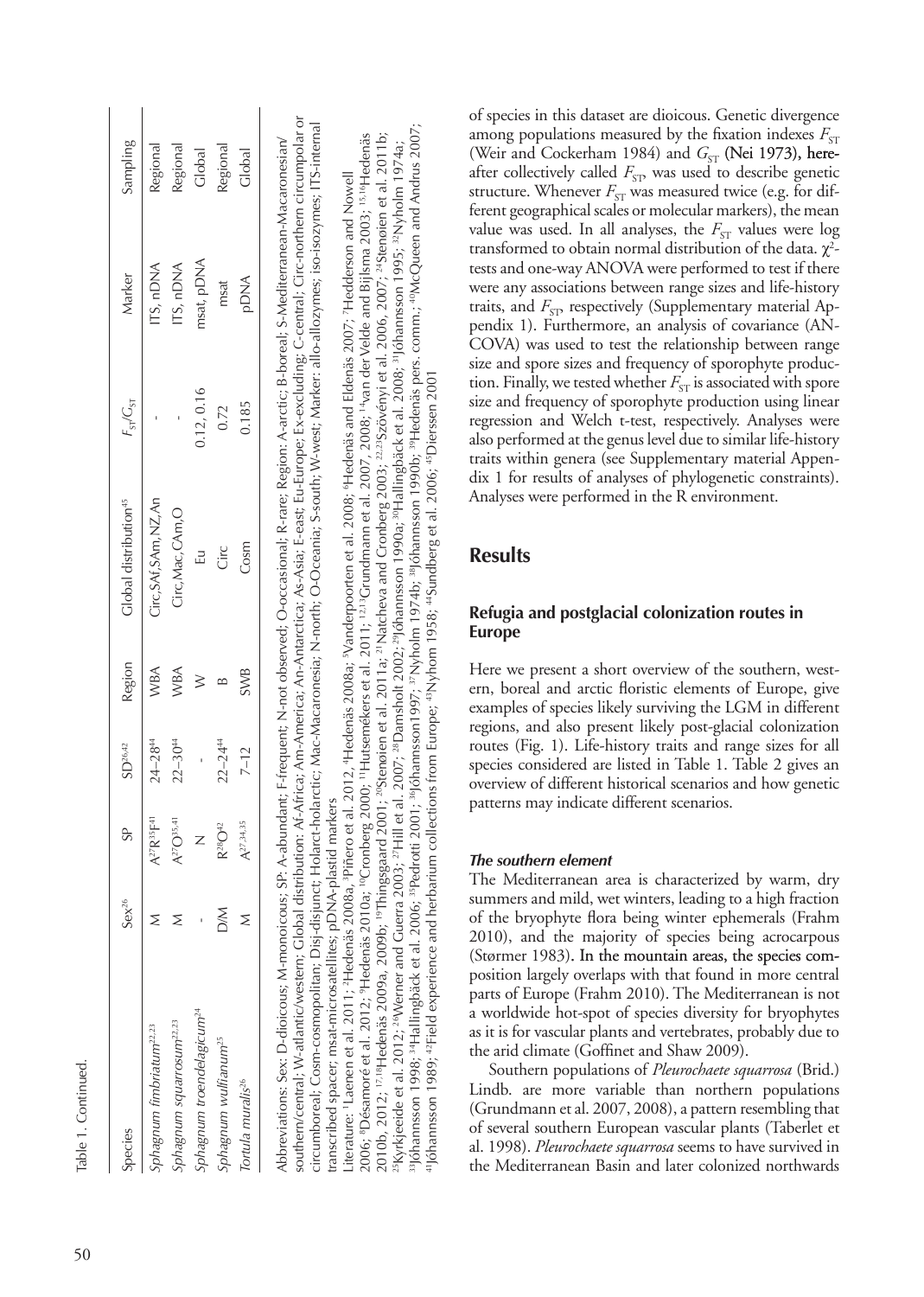Table 1. Continued.

| Species | Sex[26] | SP | SD[26,42] | Region | Global distribution[45] | $F_{ST}/G_{ST}$ | Marker | Sampling |
|---|---|---|---|---|---|---|---|---|
| *Sphagnum fimbriatum*[22,23] | M | A[27]R[35]F[41] | 24–28[44] | WBA | Circ,SAf,SAm,NZ,An | - | ITS, nDNA | Regional |
| *Sphagnum squarrosum*[22,23] | M | A[27]O[35,41] | 22–30[44] | WBA | Circ,Mac,CAm,O | - | ITS, nDNA | Regional |
| *Sphagnum troendelagicum*[24] | - | N | - | W | Eu | 0.12, 0.16 | msat, pDNA | Global |
| *Sphagnum wulfianum*[25] | D/M | R[28]O[42] | 22–24[44] | B | Circ | 0.72 | msat | Regional |
| *Tortula muralis*[26] | M | A[27,34,35] | 7–12 | SWB | Cosm | 0.185 | pDNA | Global |

Abbreviations: Sex: D-dioicous; M-monoicous; SP: A-abundant; F-frequent; N-not observed; O-occasional; R-rare; Region: A-arctic; B-boreal; S-Mediterranean-Macaronesian/southern/central; W-atlantic/western; Global distribution: Af-Africa; Am-America; An-Antarctica; As-Asia; E-east; Eu-Europe; Ex-excluding; C-central; Circ-northern circumpolar or circumboreal; Cosm-cosmopolitan; Disj-disjunct; Holarct-holarctic; Mac-Macaronesia; N-north; O-Oceania; S-south; W-west; Marker: allo-allozymes; iso-isozymes; ITS-internal transcribed spacer; msat-microsatellites; pDNA-plastid markers

Literature: [1]Laenen et al. 2011; [2]Hedenäs 2008a; [3]Piñero et al. 2012, [4]Hedenäs 2008a; [5]Vanderpoorten et al. 2008; [6]Hedenäs and Eldenäs 2007; [7]Hedderson and Nowell 2006; [8]Désamoré et al. 2012; [9]Hedenäs 2010a; [10]Cronberg 2000; [11]Hutsemékers et al. 2011; [12,13]Grundmann et al. 2007, 2008; [14]van der Velde and Bijlsma 2003; [15,16]Hedenäs 2010b, 2012; [17,18]Hedenäs 2009a, 2009b; [19]Thingsgaard 2001; [20]Stenøien et al. 2011a; [21]Natcheva and Cronberg 2003; [22,23]Szövényi et al. 2006, 2007; [24]Stenøien et al. 2011b; [25]Kyrkjeeide et al. 2012; [26]Werner and Guerra 2003; [27]Hill et al. 2007; [28]Damsholt 2002; [29]Jóhannsson 1990a; [30]Hallingbäck et al. 2008; [31]Jóhannsson 1995; [32]Nyholm 1974a; [33]Jóhannsson 1998; [34]Hallingbäck et al. 2006; [35]Pedrotti 2001; [36]Jóhannsson1997; [37]Nyholm 1974b; [38]Jóhannsson 1990b; [39]Hedenäs pers. comm.; [40]McQueen and Andrus 2007; [41]Jóhannsson 1989; [42]Field experience and herbarium collections from Europe; [43]Nyhom 1958; [44]Sundberg et al. 2006; [45]Dierssen 2001

of species in this dataset are dioicous. Genetic divergence among populations measured by the fixation indexes $F_{ST}$ (Weir and Cockerham 1984) and $G_{ST}$ (Nei 1973), hereafter collectively called $F_{ST}$, was used to describe genetic structure. Whenever $F_{ST}$ was measured twice (e.g. for different geographical scales or molecular markers), the mean value was used. In all analyses, the $F_{ST}$ values were log transformed to obtain normal distribution of the data. $\chi^2$-tests and one-way ANOVA were performed to test if there were any associations between range sizes and life-history traits, and $F_{ST}$, respectively (Supplementary material Appendix 1). Furthermore, an analysis of covariance (ANCOVA) was used to test the relationship between range size and spore sizes and frequency of sporophyte production. Finally, we tested whether $F_{ST}$ is associated with spore size and frequency of sporophyte production using linear regression and Welch t-test, respectively. Analyses were also performed at the genus level due to similar life-history traits within genera (see Supplementary material Appendix 1 for results of analyses of phylogenetic constraints). Analyses were performed in the R environment.

## Results

### Refugia and postglacial colonization routes in Europe

Here we present a short overview of the southern, western, boreal and arctic floristic elements of Europe, give examples of species likely surviving the LGM in different regions, and also present likely post-glacial colonization routes (Fig. 1). Life-history traits and range sizes for all species considered are listed in Table 1. Table 2 gives an overview of different historical scenarios and how genetic patterns may indicate different scenarios.

#### *The southern element*

The Mediterranean area is characterized by warm, dry summers and mild, wet winters, leading to a high fraction of the bryophyte flora being winter ephemerals (Frahm 2010), and the majority of species being acrocarpous (Størmer 1983). In the mountain areas, the species composition largely overlaps with that found in more central parts of Europe (Frahm 2010). The Mediterranean is not a worldwide hot-spot of species diversity for bryophytes as it is for vascular plants and vertebrates, probably due to the arid climate (Goffinet and Shaw 2009).

Southern populations of *Pleurochaete squarrosa* (Brid.) Lindb. are more variable than northern populations (Grundmann et al. 2007, 2008), a pattern resembling that of several southern European vascular plants (Taberlet et al. 1998). *Pleurochaete squarrosa* seems to have survived in the Mediterranean Basin and later colonized northwards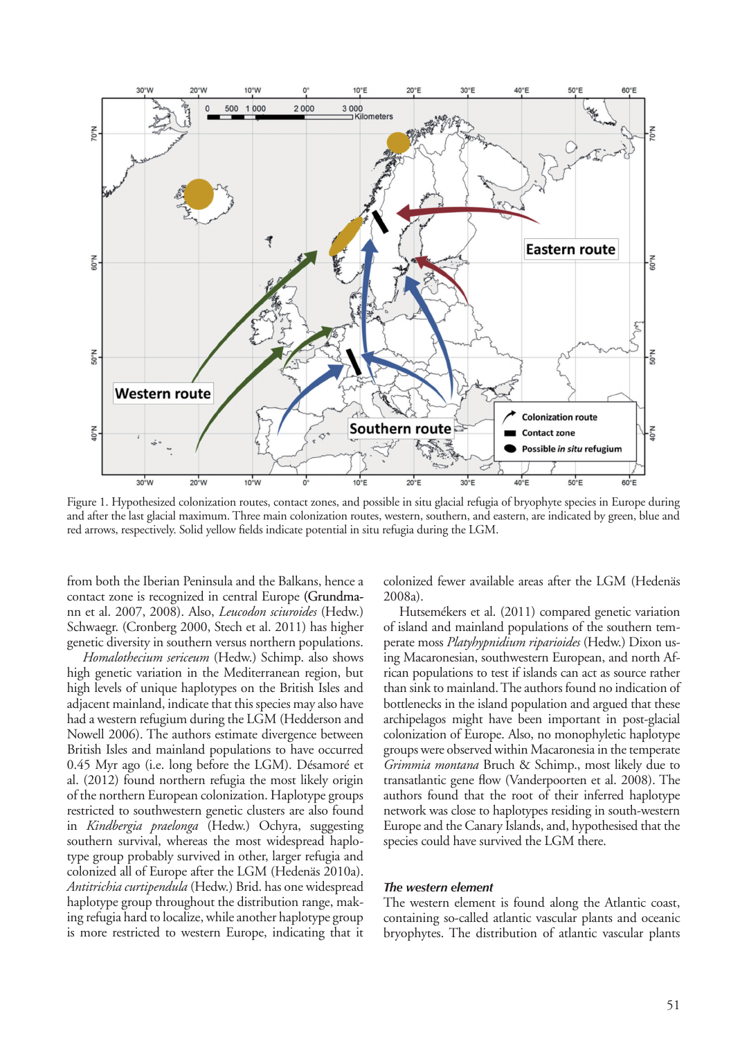Figure 1. Hypothesized colonization routes, contact zones, and possible in situ glacial refugia of bryophyte species in Europe during and after the last glacial maximum. Three main colonization routes, western, southern, and eastern, are indicated by green, blue and red arrows, respectively. Solid yellow fields indicate potential in situ refugia during the LGM.

from both the Iberian Peninsula and the Balkans, hence a contact zone is recognized in central Europe (**Grundmann et al. 2007, 2008**). Also, *Leucodon sciuroides* (Hedw.) Schwaegr. (Cronberg 2000, Stech et al. 2011) has higher genetic diversity in southern versus northern populations.

*Homalothecium sericeum* (Hedw.) Schimp. also shows high genetic variation in the Mediterranean region, but high levels of unique haplotypes on the British Isles and adjacent mainland, indicate that this species may also have had a western refugium during the LGM (Hedderson and Nowell 2006). The authors estimate divergence between British Isles and mainland populations to have occurred 0.45 Myr ago (i.e. long before the LGM). Désamoré et al. (2012) found northern refugia the most likely origin of the northern European colonization. Haplotype groups restricted to southwestern genetic clusters are also found in *Kindbergia praelonga* (Hedw.) Ochyra, suggesting southern survival, whereas the most widespread haplotype group probably survived in other, larger refugia and colonized all of Europe after the LGM (Hedenäs 2010a). *Antitrichia curtipendula* (Hedw.) Brid. has one widespread haplotype group throughout the distribution range, making refugia hard to localize, while another haplotype group is more restricted to western Europe, indicating that it colonized fewer available areas after the LGM (Hedenäs 2008a).

Hutsemékers et al. (2011) compared genetic variation of island and mainland populations of the southern temperate moss *Platyhypnidium riparioides* (Hedw.) Dixon using Macaronesian, southwestern European, and north African populations to test if islands can act as source rather than sink to mainland. The authors found no indication of bottlenecks in the island population and argued that these archipelagos might have been important in post-glacial colonization of Europe. Also, no monophyletic haplotype groups were observed within Macaronesia in the temperate *Grimmia montana* Bruch & Schimp., most likely due to transatlantic gene flow (Vanderpoorten et al. 2008). The authors found that the root of their inferred haplotype network was close to haplotypes residing in south-western Europe and the Canary Islands, and, hypothesised that the species could have survived the LGM there.

### *The western element*

The western element is found along the Atlantic coast, containing so-called atlantic vascular plants and oceanic bryophytes. The distribution of atlantic vascular plants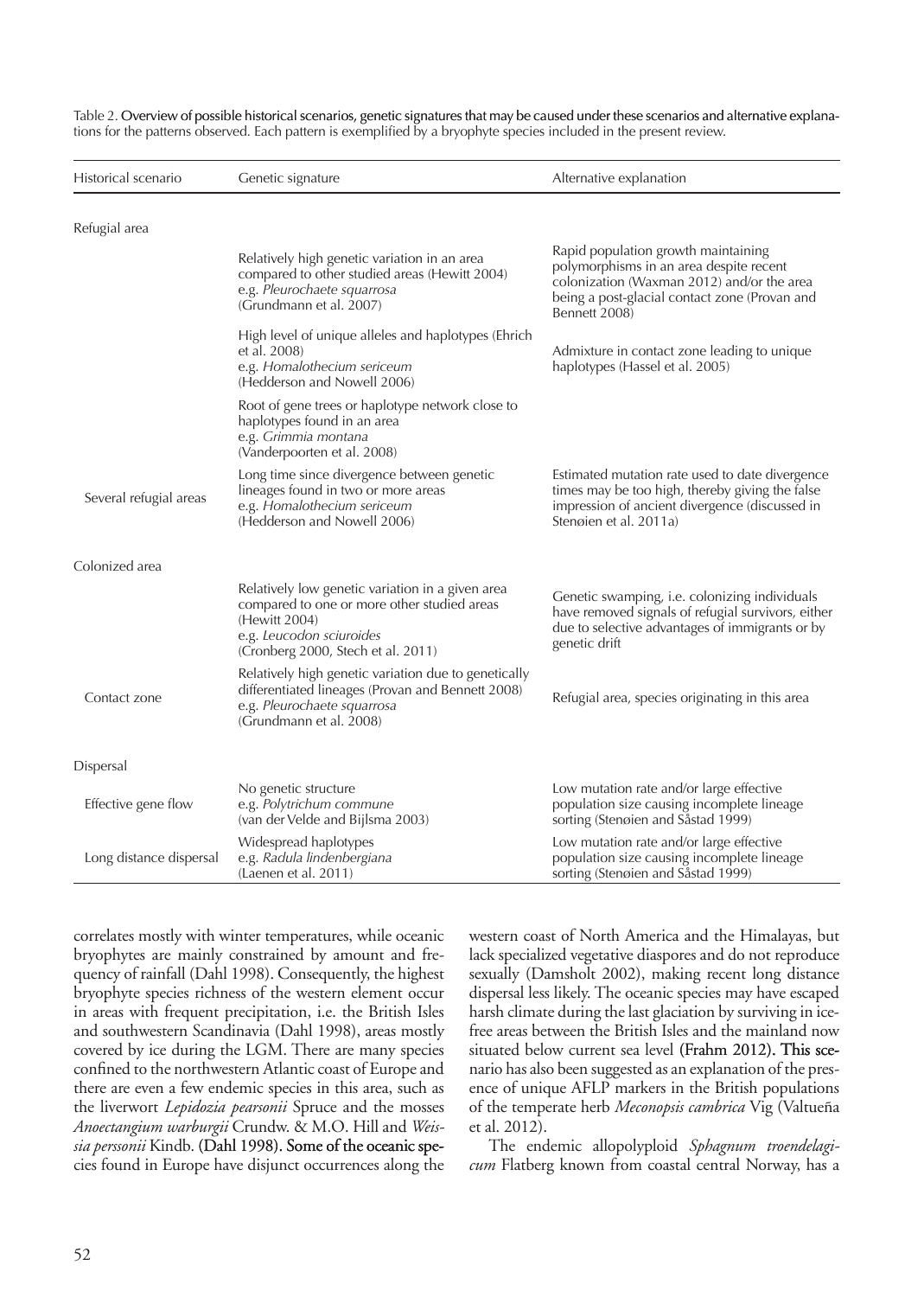Table 2. Overview of possible historical scenarios, genetic signatures that may be caused under these scenarios and alternative explanations for the patterns observed. Each pattern is exemplified by a bryophyte species included in the present review.

| Historical scenario | Genetic signature | Alternative explanation |
|---|---|---|
| Refugial area | | |
| | Relatively high genetic variation in an area compared to other studied areas (Hewitt 2004) e.g. *Pleurochaete squarrosa* (Grundmann et al. 2007) | Rapid population growth maintaining polymorphisms in an area despite recent colonization (Waxman 2012) and/or the area being a post-glacial contact zone (Provan and Bennett 2008) |
| | High level of unique alleles and haplotypes (Ehrich et al. 2008) e.g. *Homalothecium sericeum* (Hedderson and Nowell 2006) | Admixture in contact zone leading to unique haplotypes (Hassel et al. 2005) |
| | Root of gene trees or haplotype network close to haplotypes found in an area e.g. *Grimmia montana* (Vanderpoorten et al. 2008) | |
| Several refugial areas | Long time since divergence between genetic lineages found in two or more areas e.g. *Homalothecium sericeum* (Hedderson and Nowell 2006) | Estimated mutation rate used to date divergence times may be too high, thereby giving the false impression of ancient divergence (discussed in Stenøien et al. 2011a) |
| Colonized area | | |
| | Relatively low genetic variation in a given area compared to one or more other studied areas (Hewitt 2004) e.g. *Leucodon sciuroides* (Cronberg 2000, Stech et al. 2011) | Genetic swamping, i.e. colonizing individuals have removed signals of refugial survivors, either due to selective advantages of immigrants or by genetic drift |
| Contact zone | Relatively high genetic variation due to genetically differentiated lineages (Provan and Bennett 2008) e.g. *Pleurochaete squarrosa* (Grundmann et al. 2008) | Refugial area, species originating in this area |
| Dispersal | | |
| Effective gene flow | No genetic structure e.g. *Polytrichum commune* (van der Velde and Bijlsma 2003) | Low mutation rate and/or large effective population size causing incomplete lineage sorting (Stenøien and Såstad 1999) |
| Long distance dispersal | Widespread haplotypes e.g. *Radula lindenbergiana* (Laenen et al. 2011) | Low mutation rate and/or large effective population size causing incomplete lineage sorting (Stenøien and Såstad 1999) |

correlates mostly with winter temperatures, while oceanic bryophytes are mainly constrained by amount and frequency of rainfall (Dahl 1998). Consequently, the highest bryophyte species richness of the western element occur in areas with frequent precipitation, i.e. the British Isles and southwestern Scandinavia (Dahl 1998), areas mostly covered by ice during the LGM. There are many species confined to the northwestern Atlantic coast of Europe and there are even a few endemic species in this area, such as the liverwort *Lepidozia pearsonii* Spruce and the mosses *Anoectangium warburgii* Crundw. & M.O. Hill and *Weissia perssonii* Kindb. (Dahl 1998). Some of the oceanic species found in Europe have disjunct occurrences along the western coast of North America and the Himalayas, but lack specialized vegetative diaspores and do not reproduce sexually (Damsholt 2002), making recent long distance dispersal less likely. The oceanic species may have escaped harsh climate during the last glaciation by surviving in ice-free areas between the British Isles and the mainland now situated below current sea level (Frahm 2012). This scenario has also been suggested as an explanation of the presence of unique AFLP markers in the British populations of the temperate herb *Meconopsis cambrica* Vig (Valtueña et al. 2012).

The endemic allopolyploid *Sphagnum troendelagicum* Flatberg known from coastal central Norway, has a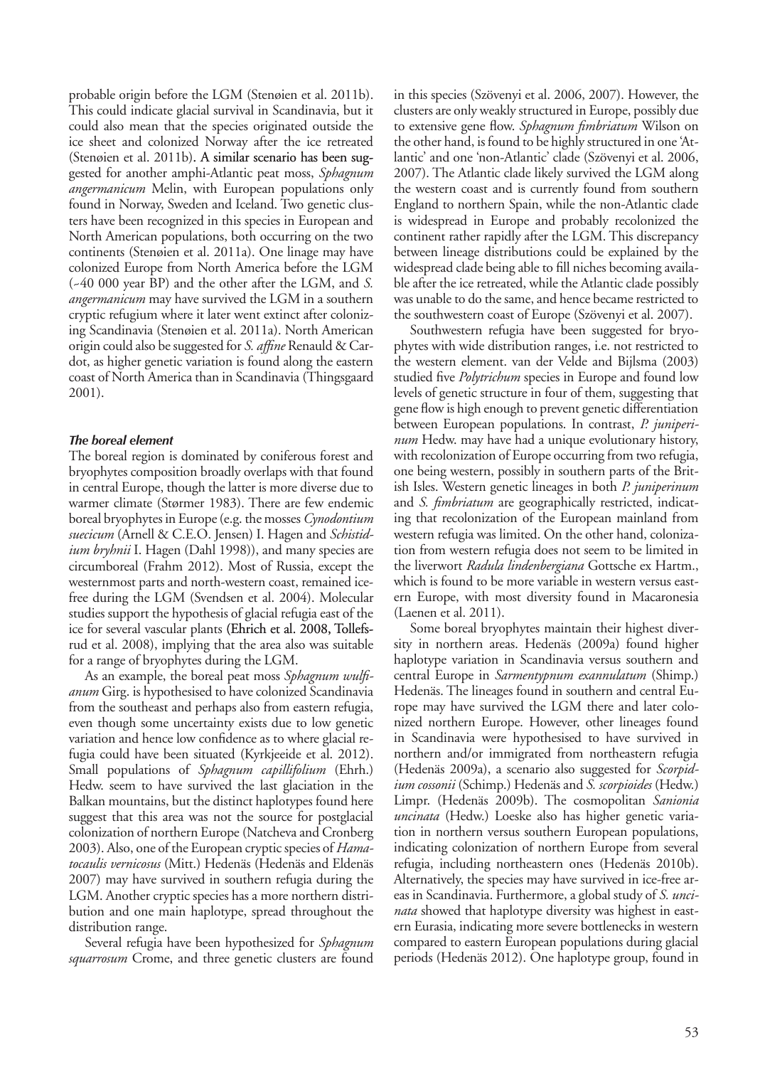probable origin before the LGM (Stenøien et al. 2011b). This could indicate glacial survival in Scandinavia, but it could also mean that the species originated outside the ice sheet and colonized Norway after the ice retreated (Stenøien et al. 2011b). A similar scenario has been suggested for another amphi-Atlantic peat moss, *Sphagnum angermanicum* Melin, with European populations only found in Norway, Sweden and Iceland. Two genetic clusters have been recognized in this species in European and North American populations, both occurring on the two continents (Stenøien et al. 2011a). One linage may have colonized Europe from North America before the LGM (~40 000 year BP) and the other after the LGM, and *S. angermanicum* may have survived the LGM in a southern cryptic refugium where it later went extinct after colonizing Scandinavia (Stenøien et al. 2011a). North American origin could also be suggested for *S. affine* Renauld & Cardot, as higher genetic variation is found along the eastern coast of North America than in Scandinavia (Thingsgaard 2001).

### *The boreal element*

The boreal region is dominated by coniferous forest and bryophytes composition broadly overlaps with that found in central Europe, though the latter is more diverse due to warmer climate (Størmer 1983). There are few endemic boreal bryophytes in Europe (e.g. the mosses *Cynodontium suecicum* (Arnell & C.E.O. Jensen) I. Hagen and *Schistidium bryhnii* I. Hagen (Dahl 1998)), and many species are circumboreal (Frahm 2012). Most of Russia, except the westernmost parts and north-western coast, remained ice-free during the LGM (Svendsen et al. 2004). Molecular studies support the hypothesis of glacial refugia east of the ice for several vascular plants (Ehrich et al. 2008, Tollefsrud et al. 2008), implying that the area also was suitable for a range of bryophytes during the LGM.

As an example, the boreal peat moss *Sphagnum wulfianum* Girg. is hypothesised to have colonized Scandinavia from the southeast and perhaps also from eastern refugia, even though some uncertainty exists due to low genetic variation and hence low confidence as to where glacial refugia could have been situated (Kyrkjeeide et al. 2012). Small populations of *Sphagnum capillifolium* (Ehrh.) Hedw. seem to have survived the last glaciation in the Balkan mountains, but the distinct haplotypes found here suggest that this area was not the source for postglacial colonization of northern Europe (Natcheva and Cronberg 2003). Also, one of the European cryptic species of *Hamatocaulis vernicosus* (Mitt.) Hedenäs (Hedenäs and Eldenäs 2007) may have survived in southern refugia during the LGM. Another cryptic species has a more northern distribution and one main haplotype, spread throughout the distribution range.

Several refugia have been hypothesized for *Sphagnum squarrosum* Crome, and three genetic clusters are found in this species (Szövenyi et al. 2006, 2007). However, the clusters are only weakly structured in Europe, possibly due to extensive gene flow. *Sphagnum fimbriatum* Wilson on the other hand, is found to be highly structured in one 'Atlantic' and one 'non-Atlantic' clade (Szövenyi et al. 2006, 2007). The Atlantic clade likely survived the LGM along the western coast and is currently found from southern England to northern Spain, while the non-Atlantic clade is widespread in Europe and probably recolonized the continent rather rapidly after the LGM. This discrepancy between lineage distributions could be explained by the widespread clade being able to fill niches becoming available after the ice retreated, while the Atlantic clade possibly was unable to do the same, and hence became restricted to the southwestern coast of Europe (Szövenyi et al. 2007).

Southwestern refugia have been suggested for bryophytes with wide distribution ranges, i.e. not restricted to the western element. van der Velde and Bijlsma (2003) studied five *Polytrichum* species in Europe and found low levels of genetic structure in four of them, suggesting that gene flow is high enough to prevent genetic differentiation between European populations. In contrast, *P. juniperinum* Hedw. may have had a unique evolutionary history, with recolonization of Europe occurring from two refugia, one being western, possibly in southern parts of the British Isles. Western genetic lineages in both *P. juniperinum* and *S. fimbriatum* are geographically restricted, indicating that recolonization of the European mainland from western refugia was limited. On the other hand, colonization from western refugia does not seem to be limited in the liverwort *Radula lindenbergiana* Gottsche ex Hartm., which is found to be more variable in western versus eastern Europe, with most diversity found in Macaronesia (Laenen et al. 2011).

Some boreal bryophytes maintain their highest diversity in northern areas. Hedenäs (2009a) found higher haplotype variation in Scandinavia versus southern and central Europe in *Sarmentypnum exannulatum* (Shimp.) Hedenäs. The lineages found in southern and central Europe may have survived the LGM there and later colonized northern Europe. However, other lineages found in Scandinavia were hypothesised to have survived in northern and/or immigrated from northeastern refugia (Hedenäs 2009a), a scenario also suggested for *Scorpidium cossonii* (Schimp.) Hedenäs and *S. scorpioides* (Hedw.) Limpr. (Hedenäs 2009b). The cosmopolitan *Sanionia uncinata* (Hedw.) Loeske also has higher genetic variation in northern versus southern European populations, indicating colonization of northern Europe from several refugia, including northeastern ones (Hedenäs 2010b). Alternatively, the species may have survived in ice-free areas in Scandinavia. Furthermore, a global study of *S. uncinata* showed that haplotype diversity was highest in eastern Eurasia, indicating more severe bottlenecks in western compared to eastern European populations during glacial periods (Hedenäs 2012). One haplotype group, found in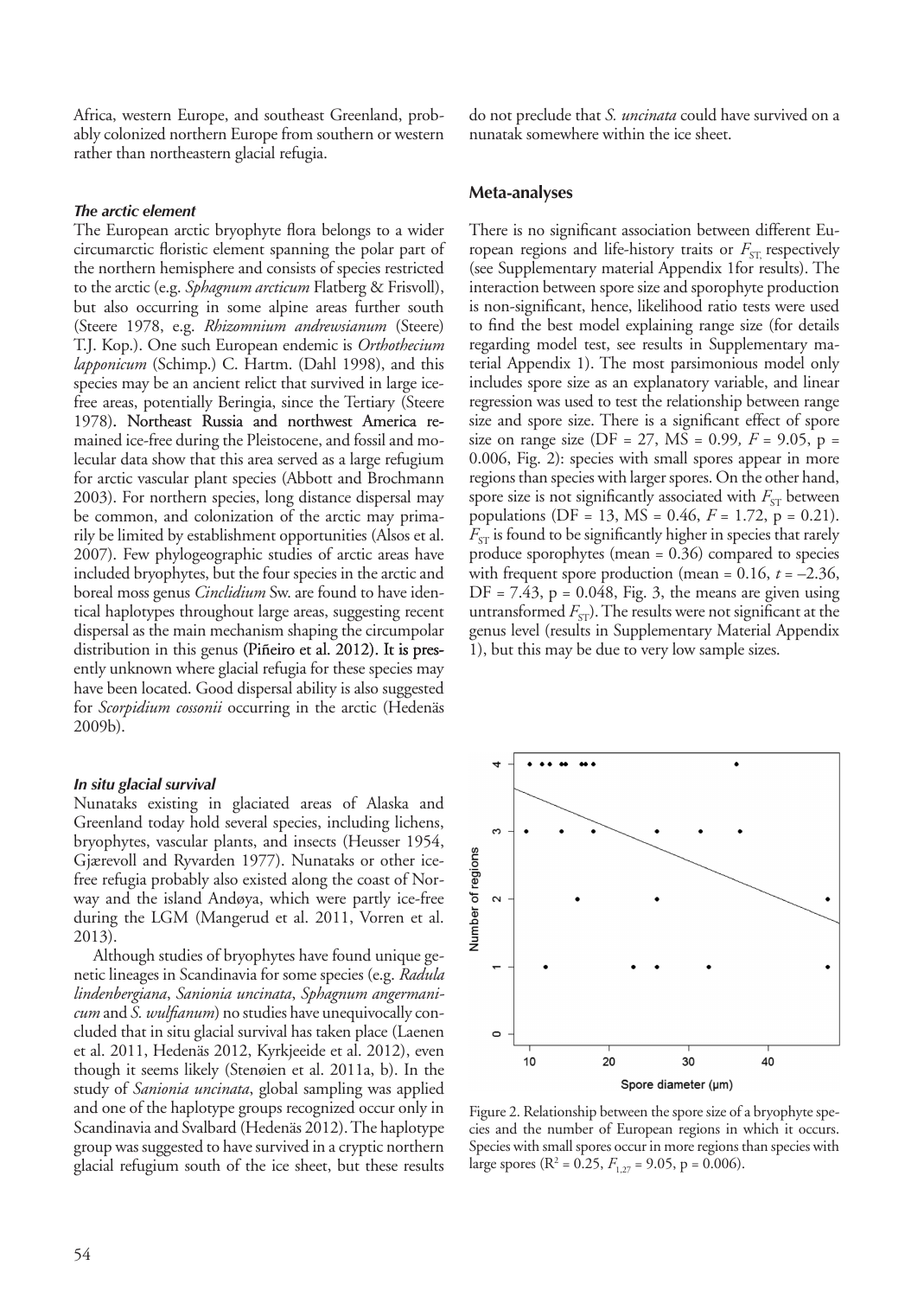Africa, western Europe, and southeast Greenland, probably colonized northern Europe from southern or western rather than northeastern glacial refugia.

### *The arctic element*

The European arctic bryophyte flora belongs to a wider circumarctic floristic element spanning the polar part of the northern hemisphere and consists of species restricted to the arctic (e.g. *Sphagnum arcticum* Flatberg & Frisvoll), but also occurring in some alpine areas further south (Steere 1978, e.g. *Rhizomnium andrewsianum* (Steere) T.J. Kop.). One such European endemic is *Orthothecium lapponicum* (Schimp.) C. Hartm. (Dahl 1998), and this species may be an ancient relict that survived in large ice-free areas, potentially Beringia, since the Tertiary (Steere 1978). Northeast Russia and northwest America remained ice-free during the Pleistocene, and fossil and molecular data show that this area served as a large refugium for arctic vascular plant species (Abbott and Brochmann 2003). For northern species, long distance dispersal may be common, and colonization of the arctic may primarily be limited by establishment opportunities (Alsos et al. 2007). Few phylogeographic studies of arctic areas have included bryophytes, but the four species in the arctic and boreal moss genus *Cinclidium* Sw. are found to have identical haplotypes throughout large areas, suggesting recent dispersal as the main mechanism shaping the circumpolar distribution in this genus (Piñeiro et al. 2012). It is presently unknown where glacial refugia for these species may have been located. Good dispersal ability is also suggested for *Scorpidium cossonii* occurring in the arctic (Hedenäs 2009b).

### *In situ glacial survival*

Nunataks existing in glaciated areas of Alaska and Greenland today hold several species, including lichens, bryophytes, vascular plants, and insects (Heusser 1954, Gjærevoll and Ryvarden 1977). Nunataks or other ice-free refugia probably also existed along the coast of Norway and the island Andøya, which were partly ice-free during the LGM (Mangerud et al. 2011, Vorren et al. 2013).

Although studies of bryophytes have found unique genetic lineages in Scandinavia for some species (e.g. *Radula lindenbergiana*, *Sanionia uncinata*, *Sphagnum angermanicum* and *S. wulfianum*) no studies have unequivocally concluded that in situ glacial survival has taken place (Laenen et al. 2011, Hedenäs 2012, Kyrkjeeide et al. 2012), even though it seems likely (Stenøien et al. 2011a, b). In the study of *Sanionia uncinata*, global sampling was applied and one of the haplotype groups recognized occur only in Scandinavia and Svalbard (Hedenäs 2012). The haplotype group was suggested to have survived in a cryptic northern glacial refugium south of the ice sheet, but these results do not preclude that *S. uncinata* could have survived on a nunatak somewhere within the ice sheet.

## Meta-analyses

There is no significant association between different European regions and life-history traits or $F_{ST}$, respectively (see Supplementary material Appendix 1for results). The interaction between spore size and sporophyte production is non-significant, hence, likelihood ratio tests were used to find the best model explaining range size (for details regarding model test, see results in Supplementary material Appendix 1). The most parsimonious model only includes spore size as an explanatory variable, and linear regression was used to test the relationship between range size and spore size. There is a significant effect of spore size on range size (DF = 27, MS = 0.99, $F$ = 9.05, p = 0.006, Fig. 2): species with small spores appear in more regions than species with larger spores. On the other hand, spore size is not significantly associated with $F_{ST}$ between populations (DF = 13, MS = 0.46, $F$ = 1.72, p = 0.21). $F_{ST}$ is found to be significantly higher in species that rarely produce sporophytes (mean = 0.36) compared to species with frequent spore production (mean = 0.16, $t$ = –2.36, DF = 7.43, p = 0.048, Fig. 3, the means are given using untransformed $F_{ST}$). The results were not significant at the genus level (results in Supplementary Material Appendix 1), but this may be due to very low sample sizes.

Figure 2. Relationship between the spore size of a bryophyte species and the number of European regions in which it occurs. Species with small spores occur in more regions than species with large spores ($R^2$ = 0.25, $F_{1,27}$ = 9.05, p = 0.006).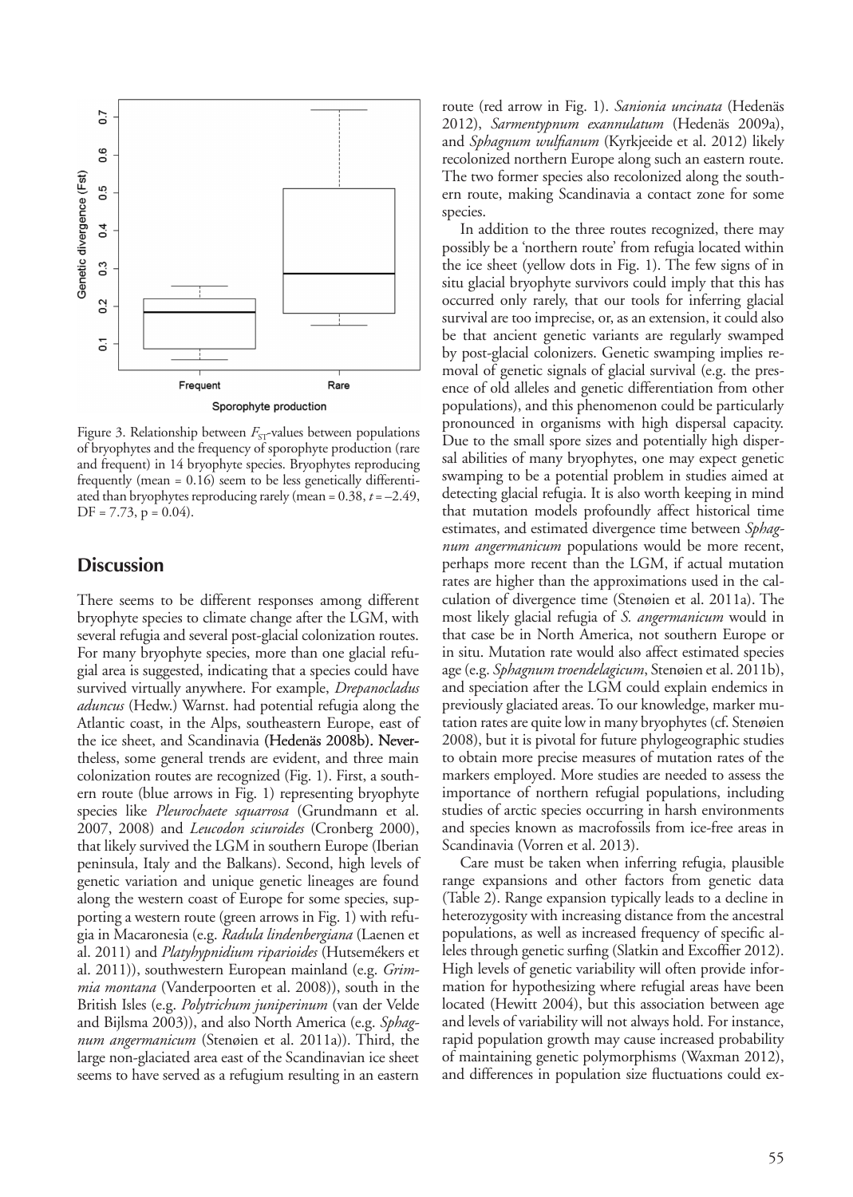Figure 3. Relationship between $F_{ST}$-values between populations of bryophytes and the frequency of sporophyte production (rare and frequent) in 14 bryophyte species. Bryophytes reproducing frequently (mean = 0.16) seem to be less genetically differentiated than bryophytes reproducing rarely (mean = 0.38, $t = -2.49$, DF = 7.73, p = 0.04).

## Discussion

There seems to be different responses among different bryophyte species to climate change after the LGM, with several refugia and several post-glacial colonization routes. For many bryophyte species, more than one glacial refugial area is suggested, indicating that a species could have survived virtually anywhere. For example, *Drepanocladus aduncus* (Hedw.) Warnst. had potential refugia along the Atlantic coast, in the Alps, southeastern Europe, east of the ice sheet, and Scandinavia (Hedenäs 2008b). Nevertheless, some general trends are evident, and three main colonization routes are recognized (Fig. 1). First, a southern route (blue arrows in Fig. 1) representing bryophyte species like *Pleurochaete squarrosa* (Grundmann et al. 2007, 2008) and *Leucodon sciuroides* (Cronberg 2000), that likely survived the LGM in southern Europe (Iberian peninsula, Italy and the Balkans). Second, high levels of genetic variation and unique genetic lineages are found along the western coast of Europe for some species, supporting a western route (green arrows in Fig. 1) with refugia in Macaronesia (e.g. *Radula lindenbergiana* (Laenen et al. 2011) and *Platyhypnidium riparioides* (Hutsemékers et al. 2011)), southwestern European mainland (e.g. *Grimmia montana* (Vanderpoorten et al. 2008)), south in the British Isles (e.g. *Polytrichum juniperinum* (van der Velde and Bijlsma 2003)), and also North America (e.g. *Sphagnum angermanicum* (Stenøien et al. 2011a)). Third, the large non-glaciated area east of the Scandinavian ice sheet seems to have served as a refugium resulting in an eastern route (red arrow in Fig. 1). *Sanionia uncinata* (Hedenäs 2012), *Sarmentypnum exannulatum* (Hedenäs 2009a), and *Sphagnum wulfianum* (Kyrkjeeide et al. 2012) likely recolonized northern Europe along such an eastern route. The two former species also recolonized along the southern route, making Scandinavia a contact zone for some species.

In addition to the three routes recognized, there may possibly be a 'northern route' from refugia located within the ice sheet (yellow dots in Fig. 1). The few signs of in situ glacial bryophyte survivors could imply that this has occurred only rarely, that our tools for inferring glacial survival are too imprecise, or, as an extension, it could also be that ancient genetic variants are regularly swamped by post-glacial colonizers. Genetic swamping implies removal of genetic signals of glacial survival (e.g. the presence of old alleles and genetic differentiation from other populations), and this phenomenon could be particularly pronounced in organisms with high dispersal capacity. Due to the small spore sizes and potentially high dispersal abilities of many bryophytes, one may expect genetic swamping to be a potential problem in studies aimed at detecting glacial refugia. It is also worth keeping in mind that mutation models profoundly affect historical time estimates, and estimated divergence time between *Sphagnum angermanicum* populations would be more recent, perhaps more recent than the LGM, if actual mutation rates are higher than the approximations used in the calculation of divergence time (Stenøien et al. 2011a). The most likely glacial refugia of *S. angermanicum* would in that case be in North America, not southern Europe or in situ. Mutation rate would also affect estimated species age (e.g. *Sphagnum troendelagicum*, Stenøien et al. 2011b), and speciation after the LGM could explain endemics in previously glaciated areas. To our knowledge, marker mutation rates are quite low in many bryophytes (cf. Stenøien 2008), but it is pivotal for future phylogeographic studies to obtain more precise measures of mutation rates of the markers employed. More studies are needed to assess the importance of northern refugial populations, including studies of arctic species occurring in harsh environments and species known as macrofossils from ice-free areas in Scandinavia (Vorren et al. 2013).

Care must be taken when inferring refugia, plausible range expansions and other factors from genetic data (Table 2). Range expansion typically leads to a decline in heterozygosity with increasing distance from the ancestral populations, as well as increased frequency of specific alleles through genetic surfing (Slatkin and Excoffier 2012). High levels of genetic variability will often provide information for hypothesizing where refugial areas have been located (Hewitt 2004), but this association between age and levels of variability will not always hold. For instance, rapid population growth may cause increased probability of maintaining genetic polymorphisms (Waxman 2012), and differences in population size fluctuations could ex-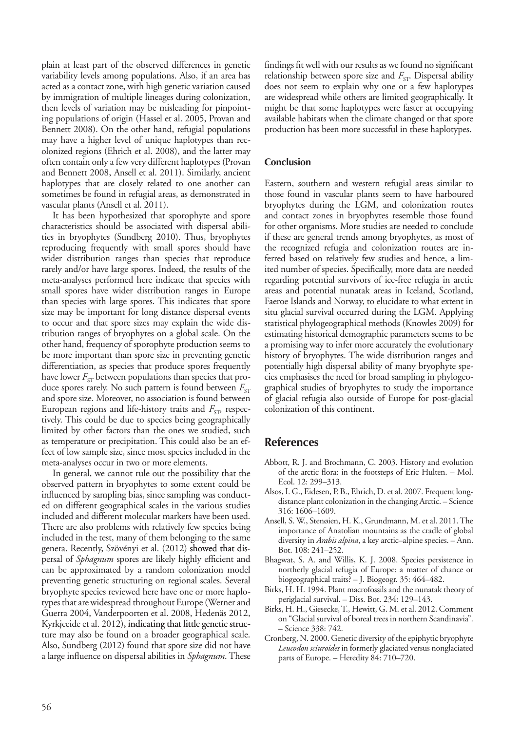plain at least part of the observed differences in genetic variability levels among populations. Also, if an area has acted as a contact zone, with high genetic variation caused by immigration of multiple lineages during colonization, then levels of variation may be misleading for pinpointing populations of origin (Hassel et al. 2005, Provan and Bennett 2008). On the other hand, refugial populations may have a higher level of unique haplotypes than recolonized regions (Ehrich et al. 2008), and the latter may often contain only a few very different haplotypes (Provan and Bennett 2008, Ansell et al. 2011). Similarly, ancient haplotypes that are closely related to one another can sometimes be found in refugial areas, as demonstrated in vascular plants (Ansell et al. 2011).

It has been hypothesized that sporophyte and spore characteristics should be associated with dispersal abilities in bryophytes (Sundberg 2010). Thus, bryophytes reproducing frequently with small spores should have wider distribution ranges than species that reproduce rarely and/or have large spores. Indeed, the results of the meta-analyses performed here indicate that species with small spores have wider distribution ranges in Europe than species with large spores. This indicates that spore size may be important for long distance dispersal events to occur and that spore sizes may explain the wide distribution ranges of bryophytes on a global scale. On the other hand, frequency of sporophyte production seems to be more important than spore size in preventing genetic differentiation, as species that produce spores frequently have lower $F_{ST}$ between populations than species that produce spores rarely. No such pattern is found between $F_{ST}$ and spore size. Moreover, no association is found between European regions and life-history traits and $F_{ST}$, respectively. This could be due to species being geographically limited by other factors than the ones we studied, such as temperature or precipitation. This could also be an effect of low sample size, since most species included in the meta-analyses occur in two or more elements.

In general, we cannot rule out the possibility that the observed pattern in bryophytes to some extent could be influenced by sampling bias, since sampling was conducted on different geographical scales in the various studies included and different molecular markers have been used. There are also problems with relatively few species being included in the test, many of them belonging to the same genera. Recently, Szövényi et al. (2012) showed that dispersal of *Sphagnum* spores are likely highly efficient and can be approximated by a random colonization model preventing genetic structuring on regional scales. Several bryophyte species reviewed here have one or more haplotypes that are widespread throughout Europe (Werner and Guerra 2004, Vanderpoorten et al. 2008, Hedenäs 2012, Kyrkjeeide et al. 2012), indicating that little genetic structure may also be found on a broader geographical scale. Also, Sundberg (2012) found that spore size did not have a large influence on dispersal abilities in *Sphagnum*. These findings fit well with our results as we found no significant relationship between spore size and $F_{ST}$. Dispersal ability does not seem to explain why one or a few haplotypes are widespread while others are limited geographically. It might be that some haplotypes were faster at occupying available habitats when the climate changed or that spore production has been more successful in these haplotypes.

### Conclusion

Eastern, southern and western refugial areas similar to those found in vascular plants seem to have harboured bryophytes during the LGM, and colonization routes and contact zones in bryophytes resemble those found for other organisms. More studies are needed to conclude if these are general trends among bryophytes, as most of the recognized refugia and colonization routes are inferred based on relatively few studies and hence, a limited number of species. Specifically, more data are needed regarding potential survivors of ice-free refugia in arctic areas and potential nunatak areas in Iceland, Scotland, Faeroe Islands and Norway, to elucidate to what extent in situ glacial survival occurred during the LGM. Applying statistical phylogeographical methods (Knowles 2009) for estimating historical demographic parameters seems to be a promising way to infer more accurately the evolutionary history of bryophytes. The wide distribution ranges and potentially high dispersal ability of many bryophyte species emphasises the need for broad sampling in phylogeographical studies of bryophytes to study the importance of glacial refugia also outside of Europe for post-glacial colonization of this continent.

## References

Abbott, R. J. and Brochmann, C. 2003. History and evolution of the arctic flora: in the footsteps of Eric Hulten. – Mol. Ecol. 12: 299–313.

Alsos, I. G., Eidesen, P. B., Ehrich, D. et al. 2007. Frequent long-distance plant colonization in the changing Arctic. – Science 316: 1606–1609.

Ansell, S. W., Stenøien, H. K., Grundmann, M. et al. 2011. The importance of Anatolian mountains as the cradle of global diversity in *Arabis alpina*, a key arctic–alpine species. – Ann. Bot. 108: 241–252.

Bhagwat, S. A. and Willis, K. J. 2008. Species persistence in northerly glacial refugia of Europe: a matter of chance or biogeographical traits? – J. Biogeogr. 35: 464–482.

Birks, H. H. 1994. Plant macrofossils and the nunatak theory of periglacial survival. – Diss. Bot. 234: 129–143.

Birks, H. H., Giesecke, T., Hewitt, G. M. et al. 2012. Comment on "Glacial survival of boreal trees in northern Scandinavia". – Science 338: 742.

Cronberg, N. 2000. Genetic diversity of the epiphytic bryophyte *Leucodon sciuroides* in formerly glaciated versus nonglaciated parts of Europe. – Heredity 84: 710–720.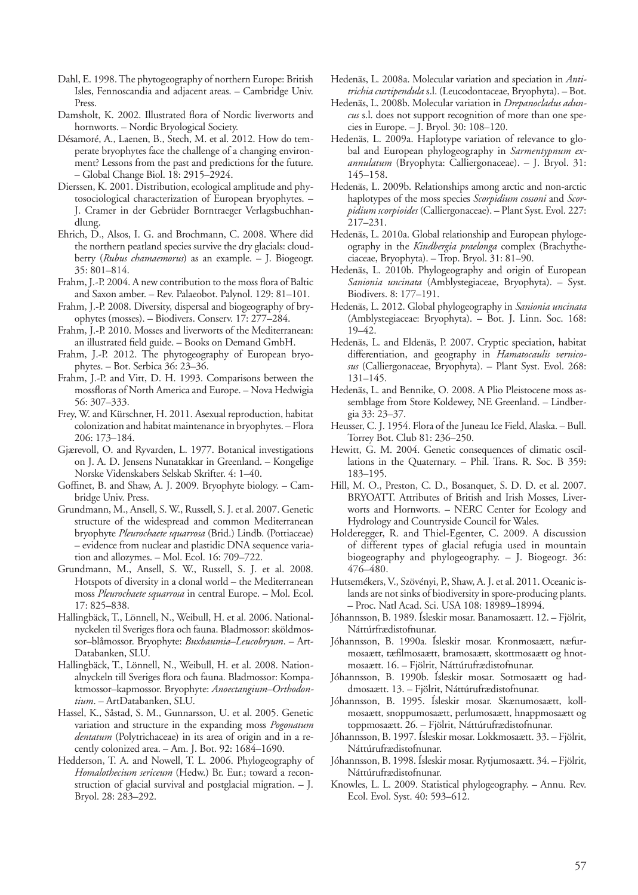Dahl, E. 1998. The phytogeography of northern Europe: British Isles, Fennoscandia and adjacent areas. – Cambridge Univ. Press.

Damsholt, K. 2002. Illustrated flora of Nordic liverworts and hornworts. – Nordic Bryological Society.

Désamoré, A., Laenen, B., Stech, M. et al. 2012. How do temperate bryophytes face the challenge of a changing environment? Lessons from the past and predictions for the future. – Global Change Biol. 18: 2915–2924.

Dierssen, K. 2001. Distribution, ecological amplitude and phytosociological characterization of European bryophytes. – J. Cramer in der Gebrüder Borntraeger Verlagsbuchhandlung.

Ehrich, D., Alsos, I. G. and Brochmann, C. 2008. Where did the northern peatland species survive the dry glacials: cloudberry (*Rubus chamaemorus*) as an example. – J. Biogeogr. 35: 801–814.

Frahm, J.-P. 2004. A new contribution to the moss flora of Baltic and Saxon amber. – Rev. Palaeobot. Palynol. 129: 81–101.

Frahm, J.-P. 2008. Diversity, dispersal and biogeography of bryophytes (mosses). – Biodivers. Conserv. 17: 277–284.

Frahm, J.-P. 2010. Mosses and liverworts of the Mediterranean: an illustrated field guide. – Books on Demand GmbH.

Frahm, J.-P. 2012. The phytogeography of European bryophytes. – Bot. Serbica 36: 23–36.

Frahm, J.-P. and Vitt, D. H. 1993. Comparisons between the mossfloras of North America and Europe. – Nova Hedwigia 56: 307–333.

Frey, W. and Kürschner, H. 2011. Asexual reproduction, habitat colonization and habitat maintenance in bryophytes. – Flora 206: 173–184.

Gjærevoll, O. and Ryvarden, L. 1977. Botanical investigations on J. A. D. Jensens Nunatakkar in Greenland. – Kongelige Norske Videnskabers Selskab Skrifter. 4: 1–40.

Goffinet, B. and Shaw, A. J. 2009. Bryophyte biology. – Cambridge Univ. Press.

Grundmann, M., Ansell, S. W., Russell, S. J. et al. 2007. Genetic structure of the widespread and common Mediterranean bryophyte *Pleurochaete squarrosa* (Brid.) Lindb. (Pottiaceae) – evidence from nuclear and plastidic DNA sequence variation and allozymes. – Mol. Ecol. 16: 709–722.

Grundmann, M., Ansell, S. W., Russell, S. J. et al. 2008. Hotspots of diversity in a clonal world – the Mediterranean moss *Pleurochaete squarrosa* in central Europe. – Mol. Ecol. 17: 825–838.

Hallingbäck, T., Lönnell, N., Weibull, H. et al. 2006. Nationalnyckelen til Sveriges flora och fauna. Bladmossor: sköldmossor–blåmossor. Bryophyte: *Buxbaumia–Leucobryum*. – ArtDatabanken, SLU.

Hallingbäck, T., Lönnell, N., Weibull, H. et al. 2008. Nationalnyckeln till Sveriges flora och fauna. Bladmossor: Kompaktmossor–kapmossor. Bryophyte: *Anoectangium–Orthodontium*. – ArtDatabanken, SLU.

Hassel, K., Såstad, S. M., Gunnarsson, U. et al. 2005. Genetic variation and structure in the expanding moss *Pogonatum dentatum* (Polytrichaceae) in its area of origin and in a recently colonized area. – Am. J. Bot. 92: 1684–1690.

Hedderson, T. A. and Nowell, T. L. 2006. Phylogeography of *Homalothecium sericeum* (Hedw.) Br. Eur.; toward a reconstruction of glacial survival and postglacial migration. – J. Bryol. 28: 283–292.

Hedenäs, L. 2008a. Molecular variation and speciation in *Antitrichia curtipendula* s.l. (Leucodontaceae, Bryophyta). – Bot.

Hedenäs, L. 2008b. Molecular variation in *Drepanocladus aduncus* s.l. does not support recognition of more than one species in Europe. – J. Bryol. 30: 108–120.

Hedenäs, L. 2009a. Haplotype variation of relevance to global and European phylogeography in *Sarmentypnum exannulatum* (Bryophyta: Calliergonaceae). – J. Bryol. 31: 145–158.

Hedenäs, L. 2009b. Relationships among arctic and non-arctic haplotypes of the moss species *Scorpidium cossoni* and *Scorpidium scorpioides* (Calliergonaceae). – Plant Syst. Evol. 227: 217–231.

Hedenäs, L. 2010a. Global relationship and European phylogeography in the *Kindbergia praelonga* complex (Brachytheciaceae, Bryophyta). – Trop. Bryol. 31: 81–90.

Hedenäs, L. 2010b. Phylogeography and origin of European *Sanionia uncinata* (Amblystegiaceae, Bryophyta). – Syst. Biodivers. 8: 177–191.

Hedenäs, L. 2012. Global phylogeography in *Sanionia uncinata* (Amblystegiaceae: Bryophyta). – Bot. J. Linn. Soc. 168: 19–42.

Hedenäs, L. and Eldenäs, P. 2007. Cryptic speciation, habitat differentiation, and geography in *Hamatocaulis vernicosus* (Calliergonaceae, Bryophyta). – Plant Syst. Evol. 268: 131–145.

Hedenäs, L. and Bennike, O. 2008. A Plio Pleistocene moss assemblage from Store Koldewey, NE Greenland. – Lindbergia 33: 23–37.

Heusser, C. J. 1954. Flora of the Juneau Ice Field, Alaska. – Bull. Torrey Bot. Club 81: 236–250.

Hewitt, G. M. 2004. Genetic consequences of climatic oscillations in the Quaternary. – Phil. Trans. R. Soc. B 359: 183–195.

Hill, M. O., Preston, C. D., Bosanquet, S. D. D. et al. 2007. BRYOATT. Attributes of British and Irish Mosses, Liverworts and Hornworts. – NERC Center for Ecology and Hydrology and Countryside Council for Wales.

Holderegger, R. and Thiel-Egenter, C. 2009. A discussion of different types of glacial refugia used in mountain biogeography and phylogeography. – J. Biogeogr. 36: 476–480.

Hutsemékers, V., Szövényi, P., Shaw, A. J. et al. 2011. Oceanic islands are not sinks of biodiversity in spore-producing plants. – Proc. Natl Acad. Sci. USA 108: 18989–18994.

Jóhannsson, B. 1989. Íslеskir mosar. Banamosaætt. 12. – Fjölrit, Náttúrfræðistofnunar.

Jóhannsson, B. 1990a. Íslеskir mosar. Kronmosaætt, næfurmosaætt, tæfilmosaætt, bramosaætt, skottmosaætt og hnotmosaætt. 16. – Fjölrit, Náttúrufræðistofnunar.

Jóhannsson, B. 1990b. Íslеskir mosar. Sotmosaætt og haddmosaætt. 13. – Fjölrit, Náttúrufræðistofnunar.

Jóhannsson, B. 1995. Íslеskir mosar. Skænumosaætt, kollmosaætt, snoppumosaætt, perlumosaætt, hnappmosaætt og toppmosaætt. 26. – Fjölrit, Náttúrufræðistofnunar.

Jóhannsson, B. 1997. Íslеskir mosar. Lokkmosaætt. 33. – Fjölrit, Náttúrufræðistofnunar.

Jóhannsson, B. 1998. Íslеskir mosar. Rytjumosaætt. 34. – Fjölrit, Náttúrufræðistofnunar.

Knowles, L. L. 2009. Statistical phylogeography. – Annu. Rev. Ecol. Evol. Syst. 40: 593–612.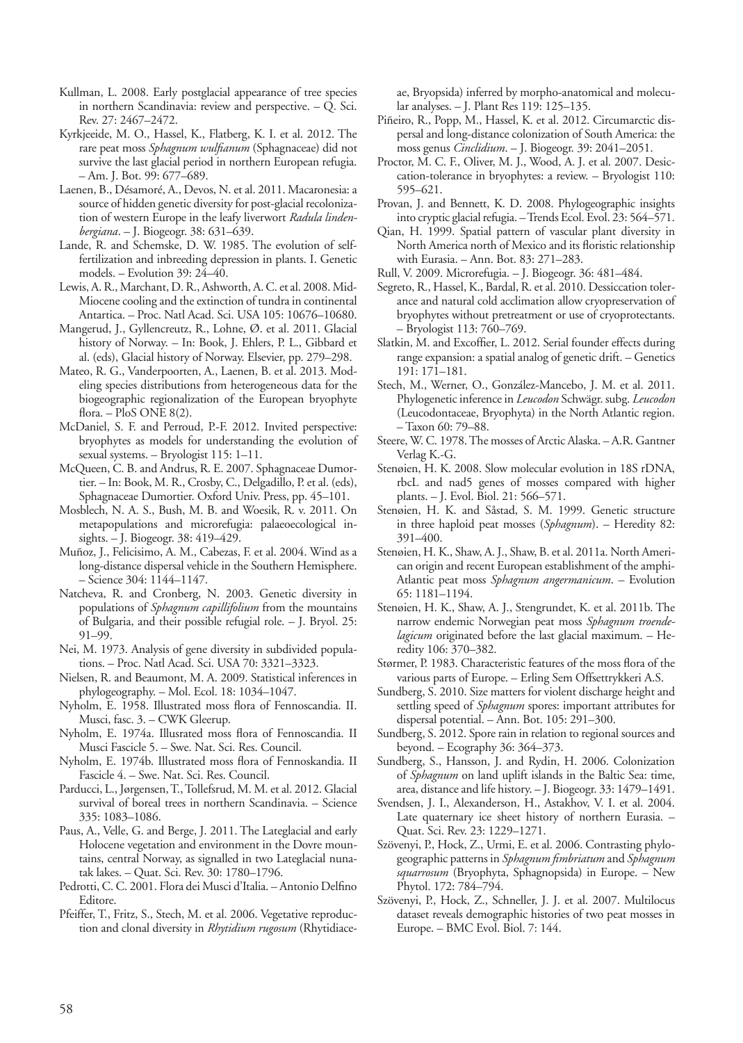Kullman, L. 2008. Early postglacial appearance of tree species in northern Scandinavia: review and perspective. – Q. Sci. Rev. 27: 2467–2472.

Kyrkjeeide, M. O., Hassel, K., Flatberg, K. I. et al. 2012. The rare peat moss *Sphagnum wulfianum* (Sphagnaceae) did not survive the last glacial period in northern European refugia. – Am. J. Bot. 99: 677–689.

Laenen, B., Désamoré, A., Devos, N. et al. 2011. Macaronesia: a source of hidden genetic diversity for post-glacial recolonization of western Europe in the leafy liverwort *Radula lindenbergiana*. – J. Biogeogr. 38: 631–639.

Lande, R. and Schemske, D. W. 1985. The evolution of self-fertilization and inbreeding depression in plants. I. Genetic models. – Evolution 39: 24–40.

Lewis, A. R., Marchant, D. R., Ashworth, A. C. et al. 2008. Mid-Miocene cooling and the extinction of tundra in continental Antartica. – Proc. Natl Acad. Sci. USA 105: 10676–10680.

Mangerud, J., Gyllencreutz, R., Lohne, Ø. et al. 2011. Glacial history of Norway. – In: Book, J. Ehlers, P. L., Gibbard et al. (eds), Glacial history of Norway. Elsevier, pp. 279–298.

Mateo, R. G., Vanderpoorten, A., Laenen, B. et al. 2013. Modeling species distributions from heterogeneous data for the biogeographic regionalization of the European bryophyte flora. – PloS ONE 8(2).

McDaniel, S. F. and Perroud, P.-F. 2012. Invited perspective: bryophytes as models for understanding the evolution of sexual systems. – Bryologist 115: 1–11.

McQueen, C. B. and Andrus, R. E. 2007. Sphagnaceae Dumortier. – In: Book, M. R., Crosby, C., Delgadillo, P. et al. (eds), Sphagnaceae Dumortier. Oxford Univ. Press, pp. 45–101.

Mosblech, N. A. S., Bush, M. B. and Woesik, R. v. 2011. On metapopulations and microrefugia: palaeoecological insights. – J. Biogeogr. 38: 419–429.

Muñoz, J., Felicisimo, A. M., Cabezas, F. et al. 2004. Wind as a long-distance dispersal vehicle in the Southern Hemisphere. – Science 304: 1144–1147.

Natcheva, R. and Cronberg, N. 2003. Genetic diversity in populations of *Sphagnum capillifolium* from the mountains of Bulgaria, and their possible refugial role. – J. Bryol. 25: 91–99.

Nei, M. 1973. Analysis of gene diversity in subdivided populations. – Proc. Natl Acad. Sci. USA 70: 3321–3323.

Nielsen, R. and Beaumont, M. A. 2009. Statistical inferences in phylogeography. – Mol. Ecol. 18: 1034–1047.

Nyholm, E. 1958. Illustrated moss flora of Fennoscandia. II. Musci, fasc. 3. – CWK Gleerup.

Nyholm, E. 1974a. Illusrated moss flora of Fennoscandia. II Musci Fascicle 5. – Swe. Nat. Sci. Res. Council.

Nyholm, E. 1974b. Illustrated moss flora of Fennoskandia. II Fascicle 4. – Swe. Nat. Sci. Res. Council.

Parducci, L., Jørgensen, T., Tollefsrud, M. M. et al. 2012. Glacial survival of boreal trees in northern Scandinavia. – Science 335: 1083–1086.

Paus, A., Velle, G. and Berge, J. 2011. The Lateglacial and early Holocene vegetation and environment in the Dovre mountains, central Norway, as signalled in two Lateglacial nunatak lakes. – Quat. Sci. Rev. 30: 1780–1796.

Pedrotti, C. C. 2001. Flora dei Musci d'Italia. – Antonio Delfino Editore.

Pfeiffer, T., Fritz, S., Stech, M. et al. 2006. Vegetative reproduction and clonal diversity in *Rhytidium rugosum* (Rhytidiaceae, Bryopsida) inferred by morpho-anatomical and molecular analyses. – J. Plant Res 119: 125–135.

Piñeiro, R., Popp, M., Hassel, K. et al. 2012. Circumarctic dispersal and long-distance colonization of South America: the moss genus *Cinclidium*. – J. Biogeogr. 39: 2041–2051.

Proctor, M. C. F., Oliver, M. J., Wood, A. J. et al. 2007. Desiccation-tolerance in bryophytes: a review. – Bryologist 110: 595–621.

Provan, J. and Bennett, K. D. 2008. Phylogeographic insights into cryptic glacial refugia. – Trends Ecol. Evol. 23: 564–571.

Qian, H. 1999. Spatial pattern of vascular plant diversity in North America north of Mexico and its floristic relationship with Eurasia. – Ann. Bot. 83: 271–283.

Rull, V. 2009. Microrefugia. – J. Biogeogr. 36: 481–484.

Segreto, R., Hassel, K., Bardal, R. et al. 2010. Dessiccation tolerance and natural cold acclimation allow cryopreservation of bryophytes without pretreatment or use of cryoprotectants. – Bryologist 113: 760–769.

Slatkin, M. and Excoffier, L. 2012. Serial founder effects during range expansion: a spatial analog of genetic drift. – Genetics 191: 171–181.

Stech, M., Werner, O., González-Mancebo, J. M. et al. 2011. Phylogenetic inference in *Leucodon* Schwägr. subg. *Leucodon* (Leucodontaceae, Bryophyta) in the North Atlantic region. – Taxon 60: 79–88.

Steere, W. C. 1978. The mosses of Arctic Alaska. – A.R. Gantner Verlag K.-G.

Stenøien, H. K. 2008. Slow molecular evolution in 18S rDNA, rbcL and nad5 genes of mosses compared with higher plants. – J. Evol. Biol. 21: 566–571.

Stenøien, H. K. and Såstad, S. M. 1999. Genetic structure in three haploid peat mosses (*Sphagnum*). – Heredity 82: 391–400.

Stenøien, H. K., Shaw, A. J., Shaw, B. et al. 2011a. North American origin and recent European establishment of the amphi-Atlantic peat moss *Sphagnum angermanicum*. – Evolution 65: 1181–1194.

Stenøien, H. K., Shaw, A. J., Stengrundet, K. et al. 2011b. The narrow endemic Norwegian peat moss *Sphagnum troendelagicum* originated before the last glacial maximum. – Heredity 106: 370–382.

Størmer, P. 1983. Characteristic features of the moss flora of the various parts of Europe. – Erling Sem Offsettrykkeri A.S.

Sundberg, S. 2010. Size matters for violent discharge height and settling speed of *Sphagnum* spores: important attributes for dispersal potential. – Ann. Bot. 105: 291–300.

Sundberg, S. 2012. Spore rain in relation to regional sources and beyond. – Ecography 36: 364–373.

Sundberg, S., Hansson, J. and Rydin, H. 2006. Colonization of *Sphagnum* on land uplift islands in the Baltic Sea: time, area, distance and life history. – J. Biogeogr. 33: 1479–1491.

Svendsen, J. I., Alexanderson, H., Astakhov, V. I. et al. 2004. Late quaternary ice sheet history of northern Eurasia. – Quat. Sci. Rev. 23: 1229–1271.

Szövenyi, P., Hock, Z., Urmi, E. et al. 2006. Contrasting phylogeographic patterns in *Sphagnum fimbriatum* and *Sphagnum squarrosum* (Bryophyta, Sphagnopsida) in Europe. – New Phytol. 172: 784–794.

Szövenyi, P., Hock, Z., Schneller, J. J. et al. 2007. Multilocus dataset reveals demographic histories of two peat mosses in Europe. – BMC Evol. Biol. 7: 144.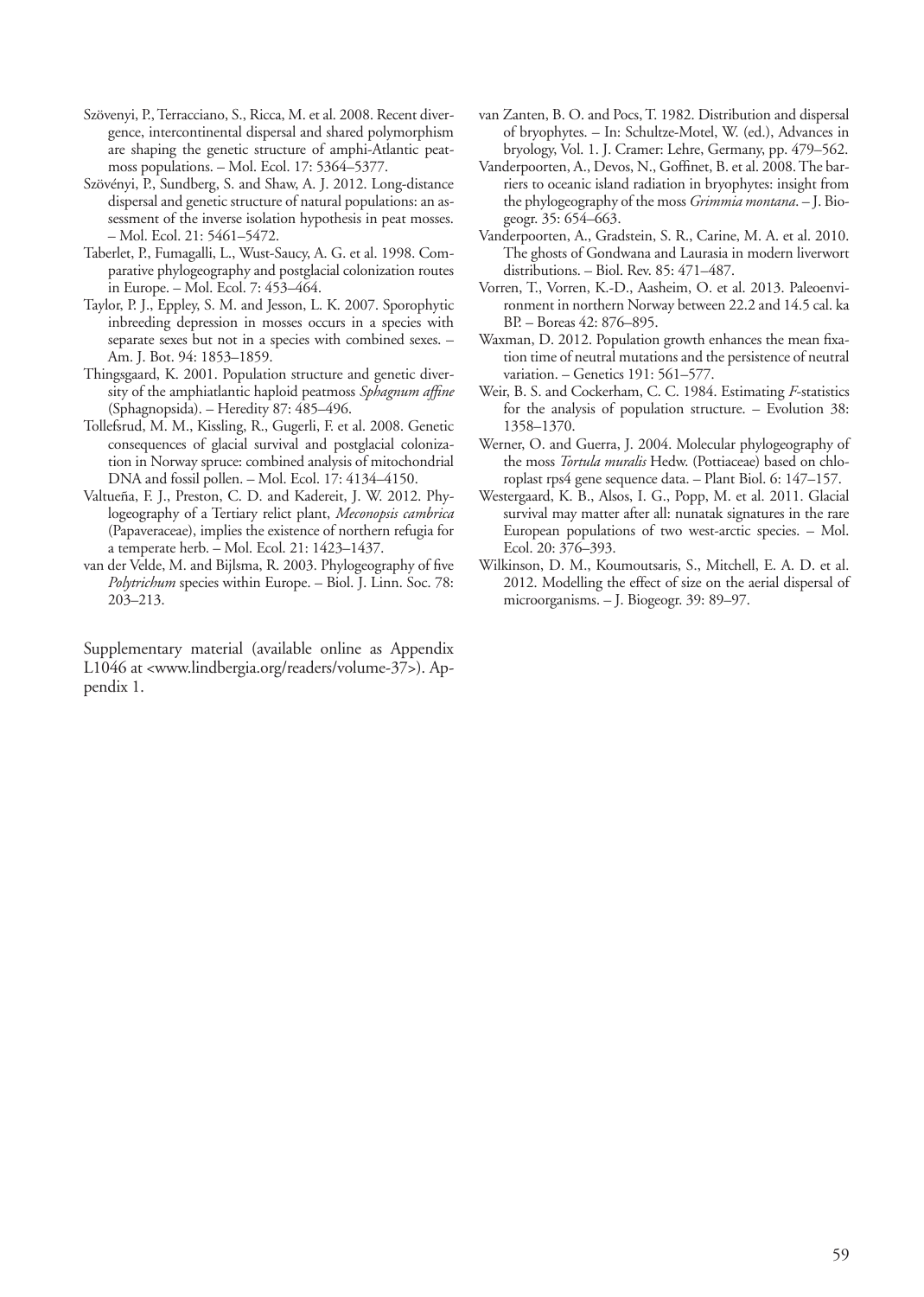Szövenyi, P., Terracciano, S., Ricca, M. et al. 2008. Recent divergence, intercontinental dispersal and shared polymorphism are shaping the genetic structure of amphi-Atlantic peatmoss populations. – Mol. Ecol. 17: 5364–5377.

Szövényi, P., Sundberg, S. and Shaw, A. J. 2012. Long-distance dispersal and genetic structure of natural populations: an assessment of the inverse isolation hypothesis in peat mosses. – Mol. Ecol. 21: 5461–5472.

Taberlet, P., Fumagalli, L., Wust-Saucy, A. G. et al. 1998. Comparative phylogeography and postglacial colonization routes in Europe. – Mol. Ecol. 7: 453–464.

Taylor, P. J., Eppley, S. M. and Jesson, L. K. 2007. Sporophytic inbreeding depression in mosses occurs in a species with separate sexes but not in a species with combined sexes. – Am. J. Bot. 94: 1853–1859.

Thingsgaard, K. 2001. Population structure and genetic diversity of the amphiatlantic haploid peatmoss *Sphagnum affine* (Sphagnopsida). – Heredity 87: 485–496.

Tollefsrud, M. M., Kissling, R., Gugerli, F. et al. 2008. Genetic consequences of glacial survival and postglacial colonization in Norway spruce: combined analysis of mitochondrial DNA and fossil pollen. – Mol. Ecol. 17: 4134–4150.

Valtueña, F. J., Preston, C. D. and Kadereit, J. W. 2012. Phylogeography of a Tertiary relict plant, *Meconopsis cambrica* (Papaveraceae), implies the existence of northern refugia for a temperate herb. – Mol. Ecol. 21: 1423–1437.

van der Velde, M. and Bijlsma, R. 2003. Phylogeography of five *Polytrichum* species within Europe. – Biol. J. Linn. Soc. 78: 203–213.

van Zanten, B. O. and Pocs, T. 1982. Distribution and dispersal of bryophytes. – In: Schultze-Motel, W. (ed.), Advances in bryology, Vol. 1. J. Cramer: Lehre, Germany, pp. 479–562.

Vanderpoorten, A., Devos, N., Goffinet, B. et al. 2008. The barriers to oceanic island radiation in bryophytes: insight from the phylogeography of the moss *Grimmia montana*. – J. Biogeogr. 35: 654–663.

Vanderpoorten, A., Gradstein, S. R., Carine, M. A. et al. 2010. The ghosts of Gondwana and Laurasia in modern liverwort distributions. – Biol. Rev. 85: 471–487.

Vorren, T., Vorren, K.-D., Aasheim, O. et al. 2013. Paleoenvironment in northern Norway between 22.2 and 14.5 cal. ka BP. – Boreas 42: 876–895.

Waxman, D. 2012. Population growth enhances the mean fixation time of neutral mutations and the persistence of neutral variation. – Genetics 191: 561–577.

Weir, B. S. and Cockerham, C. C. 1984. Estimating *F*-statistics for the analysis of population structure. – Evolution 38: 1358–1370.

Werner, O. and Guerra, J. 2004. Molecular phylogeography of the moss *Tortula muralis* Hedw. (Pottiaceae) based on chloroplast rps4 gene sequence data. – Plant Biol. 6: 147–157.

Westergaard, K. B., Alsos, I. G., Popp, M. et al. 2011. Glacial survival may matter after all: nunatak signatures in the rare European populations of two west-arctic species. – Mol. Ecol. 20: 376–393.

Wilkinson, D. M., Koumoutsaris, S., Mitchell, E. A. D. et al. 2012. Modelling the effect of size on the aerial dispersal of microorganisms. – J. Biogeogr. 39: 89–97.

Supplementary material (available online as Appendix L1046 at <www.lindbergia.org/readers/volume-37>). Appendix 1.